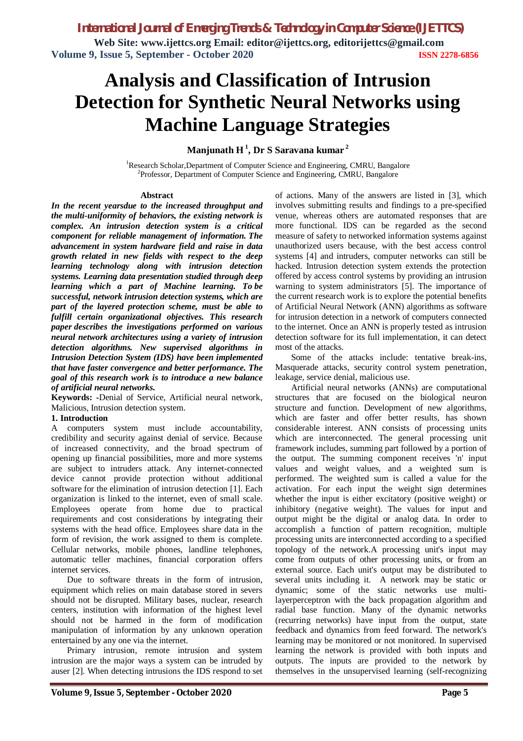# Analysis and Classification of Intrusion Detection for Synthetic Neural Networks using Machine Language Strategies

**Manjunath H [1], Dr S Saravana kumar [2]**

[1]Research Scholar,Department of Computer Science and Engineering, CMRU, Bangalore
[2]Professor, Department of Computer Science and Engineering, CMRU, Bangalore

### Abstract

***In the recent yearsdue to the increased throughput and the multi-uniformity of behaviors, the existing network is complex. An intrusion detection system is a critical component for reliable management of information. The advancement in system hardware field and raise in data growth related in new fields with respect to the deep learning technology along with intrusion detection systems. Learning data presentation studied through deep learning which a part of Machine learning. To be successful, network intrusion detection systems, which are part of the layered protection scheme, must be able to fulfill certain organizational objectives. This research paper describes the investigations performed on various neural network architectures using a variety of intrusion detection algorithms. New supervised algorithms in Intrusion Detection System (IDS) have been implemented that have faster convergence and better performance. The goal of this research work is to introduce a new balance of artificial neural networks.***

**Keywords: -**Denial of Service, Artificial neural network, Malicious, Intrusion detection system.

## 1. Introduction

A computers system must include accountability, credibility and security against denial of service. Because of increased connectivity, and the broad spectrum of opening up financial possibilities, more and more systems are subject to intruders attack. Any internet-connected device cannot provide protection without additional software for the elimination of intrusion detection [1]. Each organization is linked to the internet, even of small scale. Employees operate from home due to practical requirements and cost considerations by integrating their systems with the head office. Employees share data in the form of revision, the work assigned to them is complete. Cellular networks, mobile phones, landline telephones, automatic teller machines, financial corporation offers internet services.

Due to software threats in the form of intrusion, equipment which relies on main database stored in severs should not be disrupted. Military bases, nuclear, research centers, institution with information of the highest level should not be harmed in the form of modification manipulation of information by any unknown operation entertained by any one via the internet.

Primary intrusion, remote intrusion and system intrusion are the major ways a system can be intruded by auser [2]. When detecting intrusions the IDS respond to set of actions. Many of the answers are listed in [3], which involves submitting results and findings to a pre-specified venue, whereas others are automated responses that are more functional. IDS can be regarded as the second measure of safety to networked information systems against unauthorized users because, with the best access control systems [4] and intruders, computer networks can still be hacked. Intrusion detection system extends the protection offered by access control systems by providing an intrusion warning to system administrators [5]. The importance of the current research work is to explore the potential benefits of Artificial Neural Network (ANN) algorithms as software for intrusion detection in a network of computers connected to the internet. Once an ANN is properly tested as intrusion detection software for its full implementation, it can detect most of the attacks.

Some of the attacks include: tentative break-ins, Masquerade attacks, security control system penetration, leakage, service denial, malicious use.

Artificial neural networks (ANNs) are computational structures that are focused on the biological neuron structure and function. Development of new algorithms, which are faster and offer better results, has shown considerable interest. ANN consists of processing units which are interconnected. The general processing unit framework includes, summing part followed by a portion of the output. The summing component receives 'n' input values and weight values, and a weighted sum is performed. The weighted sum is called a value for the activation. For each input the weight sign determines whether the input is either excitatory (positive weight) or inhibitory (negative weight). The values for input and output might be the digital or analog data. In order to accomplish a function of pattern recognition, multiple processing units are interconnected according to a specified topology of the network.A processing unit's input may come from outputs of other processing units, or from an external source. Each unit's output may be distributed to several units including it. A network may be static or dynamic; some of the static networks use multi-layerperceptron with the back propagation algorithm and radial base function. Many of the dynamic networks (recurring networks) have input from the output, state feedback and dynamics from feed forward. The network's learning may be monitored or not monitored. In supervised learning the network is provided with both inputs and outputs. The inputs are provided to the network by themselves in the unsupervised learning (self-recognizing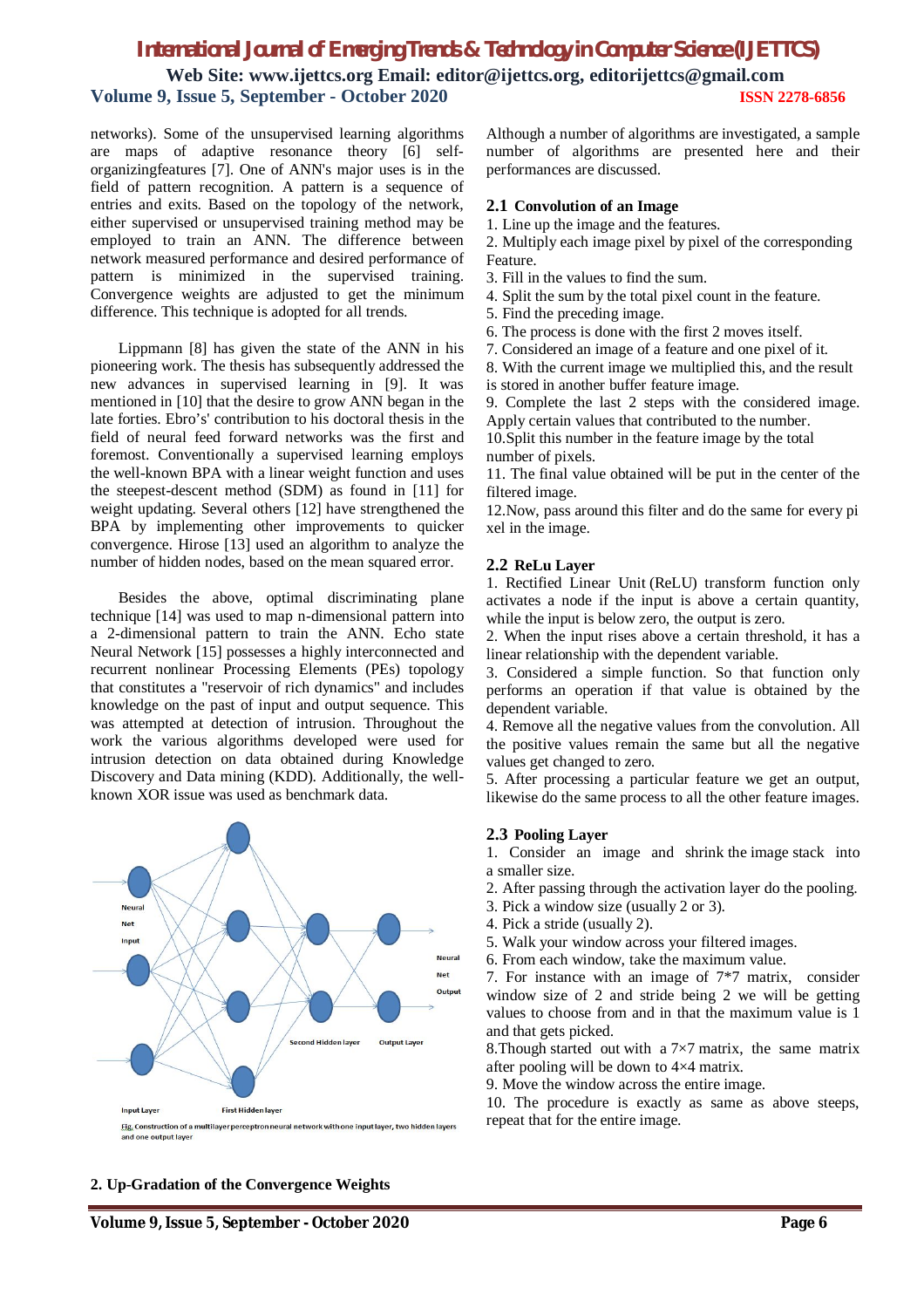networks). Some of the unsupervised learning algorithms are maps of adaptive resonance theory [6] self-organizingfeatures [7]. One of ANN's major uses is in the field of pattern recognition. A pattern is a sequence of entries and exits. Based on the topology of the network, either supervised or unsupervised training method may be employed to train an ANN. The difference between network measured performance and desired performance of pattern is minimized in the supervised training. Convergence weights are adjusted to get the minimum difference. This technique is adopted for all trends.

Lippmann [8] has given the state of the ANN in his pioneering work. The thesis has subsequently addressed the new advances in supervised learning in [9]. It was mentioned in [10] that the desire to grow ANN began in the late forties. Ebro's' contribution to his doctoral thesis in the field of neural feed forward networks was the first and foremost. Conventionally a supervised learning employs the well-known BPA with a linear weight function and uses the steepest-descent method (SDM) as found in [11] for weight updating. Several others [12] have strengthened the BPA by implementing other improvements to quicker convergence. Hirose [13] used an algorithm to analyze the number of hidden nodes, based on the mean squared error.

Besides the above, optimal discriminating plane technique [14] was used to map n-dimensional pattern into a 2-dimensional pattern to train the ANN. Echo state Neural Network [15] possesses a highly interconnected and recurrent nonlinear Processing Elements (PEs) topology that constitutes a "reservoir of rich dynamics" and includes knowledge on the past of input and output sequence. This was attempted at detection of intrusion. Throughout the work the various algorithms developed were used for intrusion detection on data obtained during Knowledge Discovery and Data mining (KDD). Additionally, the well-known XOR issue was used as benchmark data.

Neural Net Input
Neural Net Output
Input Layer
First Hidden layer
Second Hidden layer
Output Layer

Fig. Construction of a multilayer perceptron neural network with one input layer, two hidden layers and one output layer

## 2. Up-Gradation of the Convergence Weights

Although a number of algorithms are investigated, a sample number of algorithms are presented here and their performances are discussed.

### 2.1 Convolution of an Image

1. Line up the image and the features.
2. Multiply each image pixel by pixel of the corresponding Feature.
3. Fill in the values to find the sum.
4. Split the sum by the total pixel count in the feature.
5. Find the preceding image.
6. The process is done with the first 2 moves itself.
7. Considered an image of a feature and one pixel of it.
8. With the current image we multiplied this, and the result is stored in another buffer feature image.
9. Complete the last 2 steps with the considered image. Apply certain values that contributed to the number.
10. Split this number in the feature image by the total number of pixels.
11. The final value obtained will be put in the center of the filtered image.
12. Now, pass around this filter and do the same for every pi xel in the image.

### 2.2 ReLu Layer

1. Rectified Linear Unit (ReLU) transform function only activates a node if the input is above a certain quantity, while the input is below zero, the output is zero.
2. When the input rises above a certain threshold, it has a linear relationship with the dependent variable.
3. Considered a simple function. So that function only performs an operation if that value is obtained by the dependent variable.
4. Remove all the negative values from the convolution. All the positive values remain the same but all the negative values get changed to zero.
5. After processing a particular feature we get an output, likewise do the same process to all the other feature images.

### 2.3 Pooling Layer

1. Consider an image and shrink the image stack into a smaller size.
2. After passing through the activation layer do the pooling.
3. Pick a window size (usually 2 or 3).
4. Pick a stride (usually 2).
5. Walk your window across your filtered images.
6. From each window, take the maximum value.
7. For instance with an image of 7*7 matrix, consider window size of 2 and stride being 2 we will be getting values to choose from and in that the maximum value is 1 and that gets picked.
8. Though started out with a 7×7 matrix, the same matrix after pooling will be down to 4×4 matrix.
9. Move the window across the entire image.
10. The procedure is exactly as same as above steeps, repeat that for the entire image.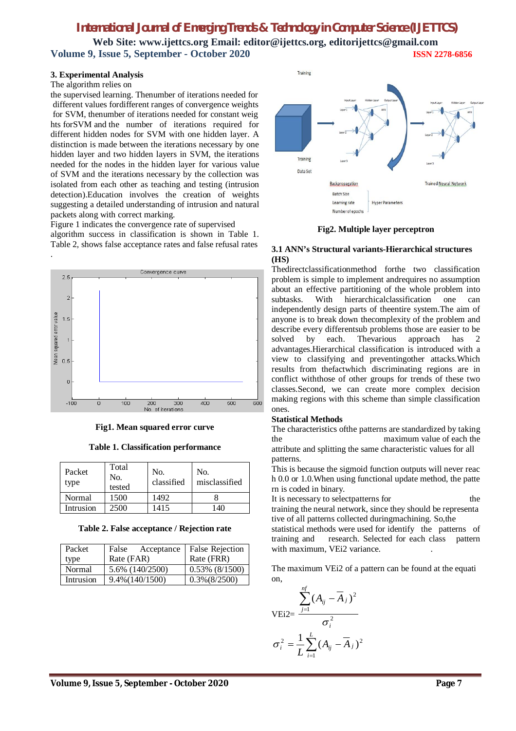### 3. Experimental Analysis

The algorithm relies on the supervised learning. Thenumber of iterations needed for different values fordifferent ranges of convergence weights for SVM, thenumber of iterations needed for constant weights forSVM and the number of iterations required for different hidden nodes for SVM with one hidden layer. A distinction is made between the iterations necessary by one hidden layer and two hidden layers in SVM, the iterations needed for the nodes in the hidden layer for various value of SVM and the iterations necessary by the collection was isolated from each other as teaching and testing (intrusion detection).Education involves the creation of weights suggesting a detailed understanding of intrusion and natural packets along with correct marking.

Figure 1 indicates the convergence rate of supervised algorithm success in classification is shown in Table 1. Table 2, shows false acceptance rates and false refusal rates .

Convergence curve

Mean squared error value

2.5
2
1.5
1
0.5
0

-100 0 100 200 300 400 500 600

No. of iterations

**Fig1. Mean squared error curve**

**Table 1. Classification performance**

| Packet type | Total No. tested | No. classified | No. misclassified |
|---|---|---|---|
| Normal | 1500 | 1492 | 8 |
| Intrusion | 2500 | 1415 | 140 |

**Table 2. False acceptance / Rejection rate**

| Packet type | False Acceptance Rate (FAR) | False Rejection Rate (FRR) |
|---|---|---|
| Normal | 5.6% (140/2500) | 0.53% (8/1500) |
| Intrusion | 9.4%(140/1500) | 0.3%(8/2500) |

Training

Input Layer Hidden Layer Output Layer

Layer 1 Layer 2 Layer 3 ANN

Input Layer Hidden Layer Output Layer

Layer 1 Layer 2 Layer 3 ANN

Training

Data Set

Backpropagation

Batch Size

Learning rate

Number of epochs

Hyper Parameters

Trained Neural Network

**Fig2. Multiple layer perceptron**

### 3.1 ANN's Structural variants-Hierarchical structures (HS)

Thedirectclassificationmethod forthe two classification problem is simple to implement andrequires no assumption about an effective partitioning of the whole problem into subtasks. With hierarchicalclassification one can independently design parts of theentire system.The aim of anyone is to break down thecomplexity of the problem and describe every differentsub problems those are easier to be solved by each. Thevarious approach has 2 advantages.Hierarchical classification is introduced with a view to classifying and preventingother attacks.Which results from thefactwhich discriminating regions are in conflict withthose of other groups for trends of these two classes.Second, we can create more complex decision making regions with this scheme than simple classification ones.

**Statistical Methods**

The characteristics ofthe patterns are standardized by taking the maximum value of each the attribute and splitting the same characteristic values for all patterns.

This is because the sigmoid function outputs will never reach 0.0 or 1.0.When using functional update method, the pattern is coded in binary.

It is necessary to selectpatterns for the training the neural network, since they should be representative of all patterns collected duringmachining. So,the statistical methods were used for identify the patterns of training and research. Selected for each class pattern with maximum, VEi2 variance.

The maximum VEi2 of a pattern can be found at the equation,

$$\text{VEi2}= \frac{\sum_{j=1}^{nf}(A_{ij}-\overline{A}_j)^2}{\sigma_i^2}$$

$$\sigma_i^2 = \frac{1}{L}\sum_{i=1}^{L}(A_{ij}-\overline{A}_j)^2$$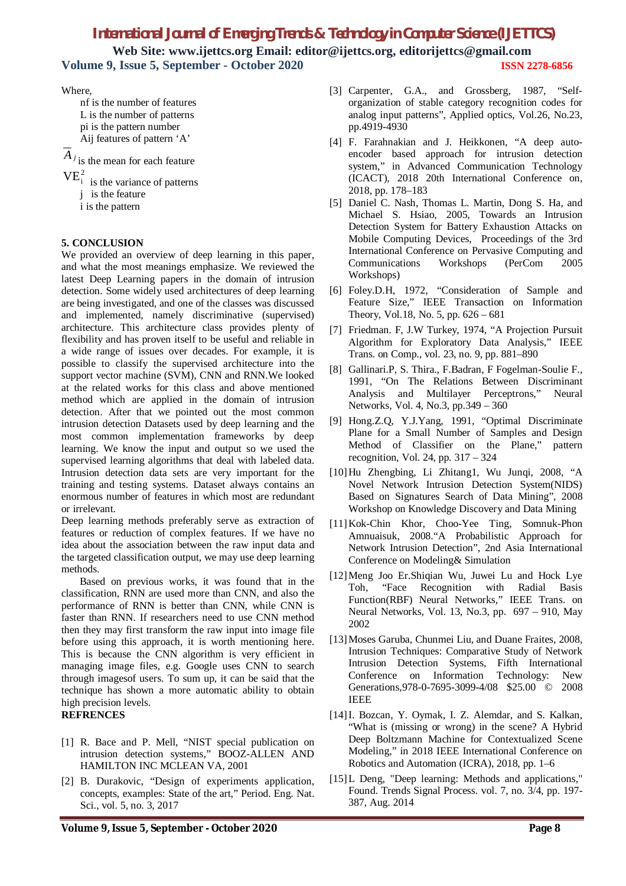Where,

nf is the number of features

L is the number of patterns

pi is the pattern number

Aij features of pattern 'A'

$\overline{A}_j$ is the mean for each feature

$VE_i^2$ is the variance of patterns

j is the feature

i is the pattern

## 5. CONCLUSION

We provided an overview of deep learning in this paper, and what the most meanings emphasize. We reviewed the latest Deep Learning papers in the domain of intrusion detection. Some widely used architectures of deep learning are being investigated, and one of the classes was discussed and implemented, namely discriminative (supervised) architecture. This architecture class provides plenty of flexibility and has proven itself to be useful and reliable in a wide range of issues over decades. For example, it is possible to classify the supervised architecture into the support vector machine (SVM), CNN and RNN.We looked at the related works for this class and above mentioned method which are applied in the domain of intrusion detection. After that we pointed out the most common intrusion detection Datasets used by deep learning and the most common implementation frameworks by deep learning. We know the input and output so we used the supervised learning algorithms that deal with labeled data. Intrusion detection data sets are very important for the training and testing systems. Dataset always contains an enormous number of features in which most are redundant or irrelevant.

Deep learning methods preferably serve as extraction of features or reduction of complex features. If we have no idea about the association between the raw input data and the targeted classification output, we may use deep learning methods.

Based on previous works, it was found that in the classification, RNN are used more than CNN, and also the performance of RNN is better than CNN, while CNN is faster than RNN. If researchers need to use CNN method then they may first transform the raw input into image file before using this approach, it is worth mentioning here. This is because the CNN algorithm is very efficient in managing image files, e.g. Google uses CNN to search through imagesof users. To sum up, it can be said that the technique has shown a more automatic ability to obtain high precision levels.

## REFRENCES

[1] R. Bace and P. Mell, "NIST special publication on intrusion detection systems," BOOZ-ALLEN AND HAMILTON INC MCLEAN VA, 2001

[2] B. Durakovic, "Design of experiments application, concepts, examples: State of the art," Period. Eng. Nat. Sci., vol. 5, no. 3, 2017

[3] Carpenter, G.A., and Grossberg, 1987, "Self-organization of stable category recognition codes for analog input patterns", Applied optics, Vol.26, No.23, pp.4919-4930

[4] F. Farahnakian and J. Heikkonen, "A deep auto-encoder based approach for intrusion detection system," in Advanced Communication Technology (ICACT), 2018 20th International Conference on, 2018, pp. 178–183

[5] Daniel C. Nash, Thomas L. Martin, Dong S. Ha, and Michael S. Hsiao, 2005, Towards an Intrusion Detection System for Battery Exhaustion Attacks on Mobile Computing Devices, Proceedings of the 3rd International Conference on Pervasive Computing and Communications Workshops (PerCom 2005 Workshops)

[6] Foley.D.H, 1972, "Consideration of Sample and Feature Size," IEEE Transaction on Information Theory, Vol.18, No. 5, pp. 626 – 681

[7] Friedman. F, J.W Turkey, 1974, "A Projection Pursuit Algorithm for Exploratory Data Analysis," IEEE Trans. on Comp., vol. 23, no. 9, pp. 881–890

[8] Gallinari.P, S. Thira., F.Badran, F Fogelman-Soulie F., 1991, "On The Relations Between Discriminant Analysis and Multilayer Perceptrons," Neural Networks, Vol. 4, No.3, pp.349 – 360

[9] Hong.Z.Q, Y.J.Yang, 1991, "Optimal Discriminate Plane for a Small Number of Samples and Design Method of Classifier on the Plane," pattern recognition, Vol. 24, pp. 317 – 324

[10] Hu Zhengbing, Li Zhitang1, Wu Junqi, 2008, "A Novel Network Intrusion Detection System(NIDS) Based on Signatures Search of Data Mining", 2008 Workshop on Knowledge Discovery and Data Mining

[11] Kok-Chin Khor, Choo-Yee Ting, Somnuk-Phon Amnuaisuk, 2008."A Probabilistic Approach for Network Intrusion Detection", 2nd Asia International Conference on Modeling& Simulation

[12] Meng Joo Er.Shiqian Wu, Juwei Lu and Hock Lye Toh, "Face Recognition with Radial Basis Function(RBF) Neural Networks," IEEE Trans. on Neural Networks, Vol. 13, No.3, pp. 697 – 910, May 2002

[13] Moses Garuba, Chunmei Liu, and Duane Fraites, 2008, Intrusion Techniques: Comparative Study of Network Intrusion Detection Systems, Fifth International Conference on Information Technology: New Generations,978-0-7695-3099-4/08 $25.00 © 2008 IEEE

[14] I. Bozcan, Y. Oymak, I. Z. Alemdar, and S. Kalkan, "What is (missing or wrong) in the scene? A Hybrid Deep Boltzmann Machine for Contextualized Scene Modeling," in 2018 IEEE International Conference on Robotics and Automation (ICRA), 2018, pp. 1–6

[15] L Deng, "Deep learning: Methods and applications," Found. Trends Signal Process. vol. 7, no. 3/4, pp. 197-387, Aug. 2014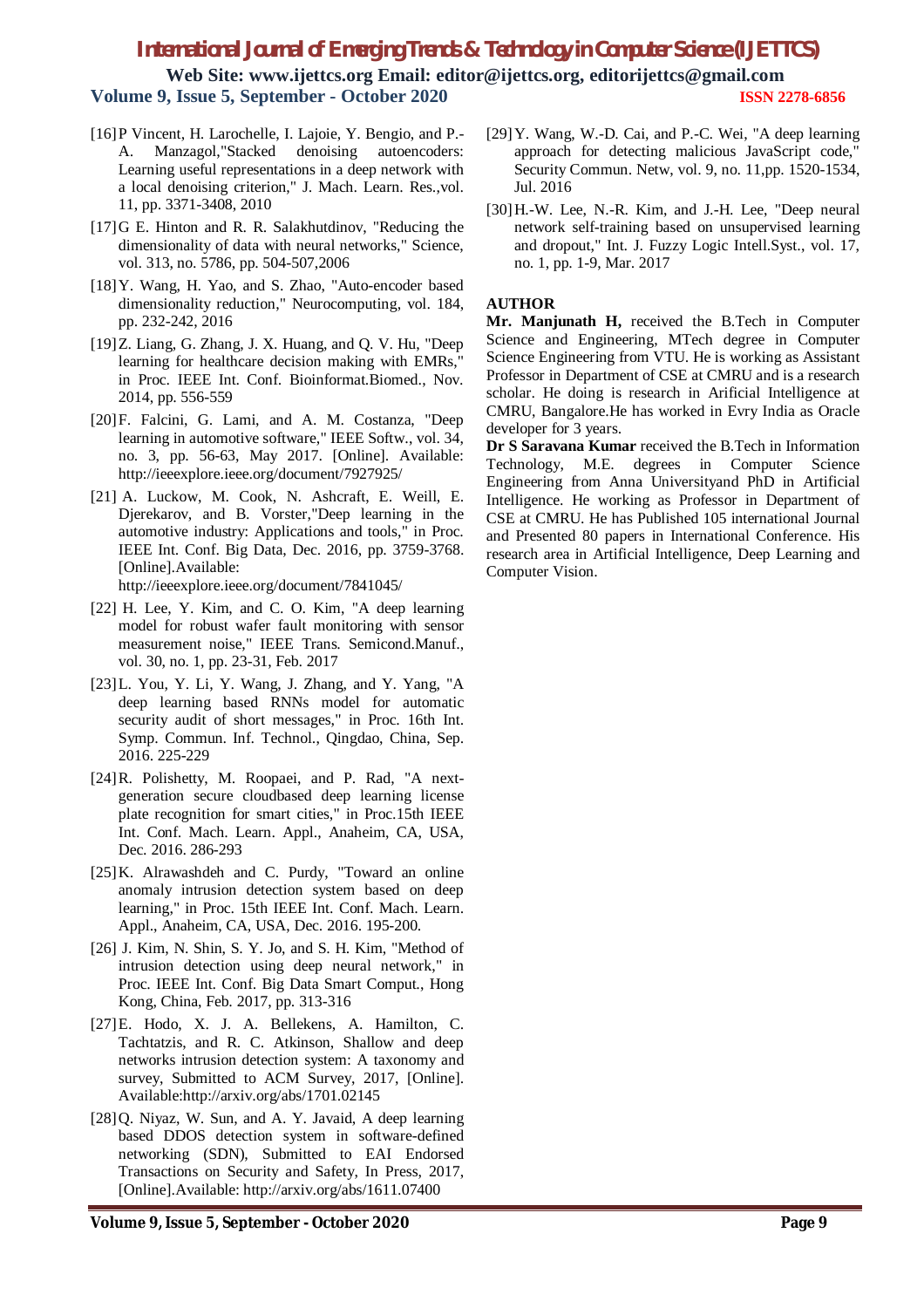[16] P Vincent, H. Larochelle, I. Lajoie, Y. Bengio, and P.-A. Manzagol,"Stacked denoising autoencoders: Learning useful representations in a deep network with a local denoising criterion," J. Mach. Learn. Res.,vol. 11, pp. 3371-3408, 2010

[17] G E. Hinton and R. R. Salakhutdinov, "Reducing the dimensionality of data with neural networks," Science, vol. 313, no. 5786, pp. 504-507,2006

[18] Y. Wang, H. Yao, and S. Zhao, "Auto-encoder based dimensionality reduction," Neurocomputing, vol. 184, pp. 232-242, 2016

[19] Z. Liang, G. Zhang, J. X. Huang, and Q. V. Hu, "Deep learning for healthcare decision making with EMRs," in Proc. IEEE Int. Conf. Bioinformat.Biomed., Nov. 2014, pp. 556-559

[20] F. Falcini, G. Lami, and A. M. Costanza, "Deep learning in automotive software," IEEE Softw., vol. 34, no. 3, pp. 56-63, May 2017. [Online]. Available: http://ieeexplore.ieee.org/document/7927925/

[21] A. Luckow, M. Cook, N. Ashcraft, E. Weill, E. Djerekarov, and B. Vorster,"Deep learning in the automotive industry: Applications and tools," in Proc. IEEE Int. Conf. Big Data, Dec. 2016, pp. 3759-3768. [Online].Available: http://ieeexplore.ieee.org/document/7841045/

[22] H. Lee, Y. Kim, and C. O. Kim, "A deep learning model for robust wafer fault monitoring with sensor measurement noise," IEEE Trans. Semicond.Manuf., vol. 30, no. 1, pp. 23-31, Feb. 2017

[23] L. You, Y. Li, Y. Wang, J. Zhang, and Y. Yang, "A deep learning based RNNs model for automatic security audit of short messages," in Proc. 16th Int. Symp. Commun. Inf. Technol., Qingdao, China, Sep. 2016. 225-229

[24] R. Polishetty, M. Roopaei, and P. Rad, "A next-generation secure cloudbased deep learning license plate recognition for smart cities," in Proc.15th IEEE Int. Conf. Mach. Learn. Appl., Anaheim, CA, USA, Dec. 2016. 286-293

[25] K. Alrawashdeh and C. Purdy, "Toward an online anomaly intrusion detection system based on deep learning," in Proc. 15th IEEE Int. Conf. Mach. Learn. Appl., Anaheim, CA, USA, Dec. 2016. 195-200.

[26] J. Kim, N. Shin, S. Y. Jo, and S. H. Kim, "Method of intrusion detection using deep neural network," in Proc. IEEE Int. Conf. Big Data Smart Comput., Hong Kong, China, Feb. 2017, pp. 313-316

[27] E. Hodo, X. J. A. Bellekens, A. Hamilton, C. Tachtatzis, and R. C. Atkinson, Shallow and deep networks intrusion detection system: A taxonomy and survey, Submitted to ACM Survey, 2017, [Online]. Available:http://arxiv.org/abs/1701.02145

[28] Q. Niyaz, W. Sun, and A. Y. Javaid, A deep learning based DDOS detection system in software-defined networking (SDN), Submitted to EAI Endorsed Transactions on Security and Safety, In Press, 2017, [Online].Available: http://arxiv.org/abs/1611.07400

[29] Y. Wang, W.-D. Cai, and P.-C. Wei, "A deep learning approach for detecting malicious JavaScript code," Security Commun. Netw, vol. 9, no. 11,pp. 1520-1534, Jul. 2016

[30] H.-W. Lee, N.-R. Kim, and J.-H. Lee, "Deep neural network self-training based on unsupervised learning and dropout," Int. J. Fuzzy Logic Intell.Syst., vol. 17, no. 1, pp. 1-9, Mar. 2017

## AUTHOR

**Mr. Manjunath H,** received the B.Tech in Computer Science and Engineering, MTech degree in Computer Science Engineering from VTU. He is working as Assistant Professor in Department of CSE at CMRU and is a research scholar. He doing is research in Arificial Intelligence at CMRU, Bangalore.He has worked in Evry India as Oracle developer for 3 years.

**Dr S Saravana Kumar** received the B.Tech in Information Technology, M.E. degrees in Computer Science Engineering from Anna Universityand PhD in Artificial Intelligence. He working as Professor in Department of CSE at CMRU. He has Published 105 international Journal and Presented 80 papers in International Conference. His research area in Artificial Intelligence, Deep Learning and Computer Vision.